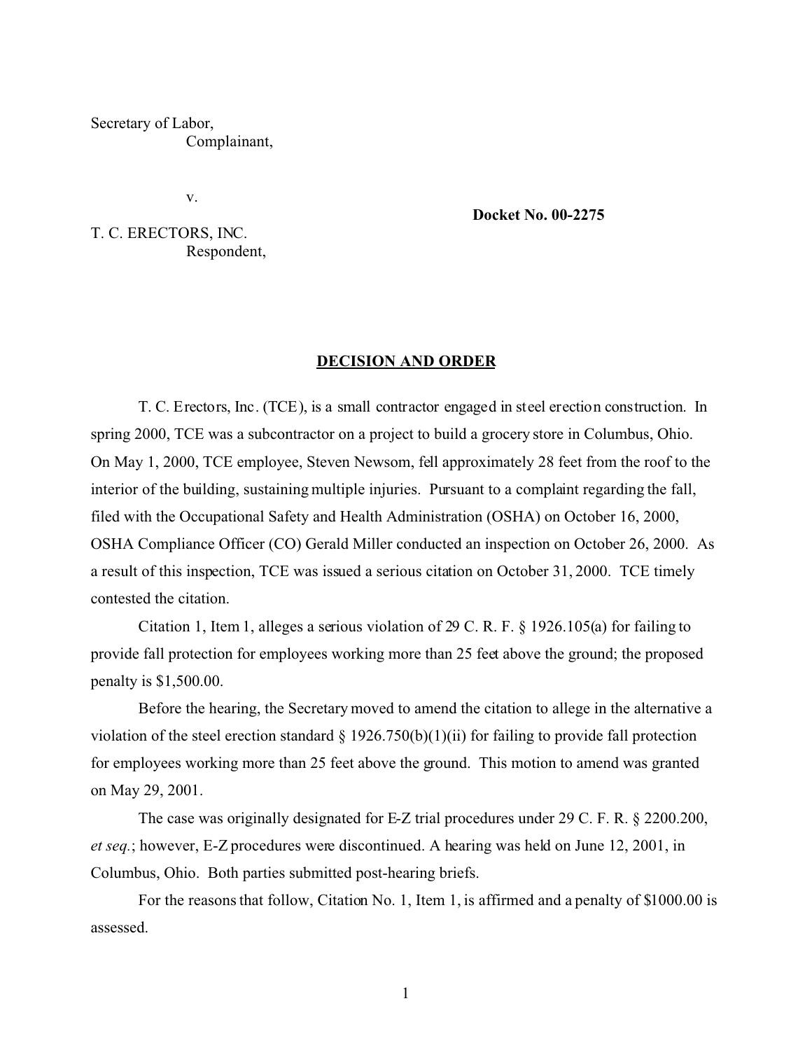Secretary of Labor,
Complainant,

v.

T. C. ERECTORS, INC.
Respondent,

**Docket No. 00-2275**

**DECISION AND ORDER**

T. C. Erectors, Inc. (TCE), is a small contractor engaged in steel erection construction. In spring 2000, TCE was a subcontractor on a project to build a grocery store in Columbus, Ohio. On May 1, 2000, TCE employee, Steven Newsom, fell approximately 28 feet from the roof to the interior of the building, sustaining multiple injuries. Pursuant to a complaint regarding the fall, filed with the Occupational Safety and Health Administration (OSHA) on October 16, 2000, OSHA Compliance Officer (CO) Gerald Miller conducted an inspection on October 26, 2000. As a result of this inspection, TCE was issued a serious citation on October 31, 2000. TCE timely contested the citation.

Citation 1, Item 1, alleges a serious violation of 29 C. R. F. § 1926.105(a) for failing to provide fall protection for employees working more than 25 feet above the ground; the proposed penalty is $1,500.00.

Before the hearing, the Secretary moved to amend the citation to allege in the alternative a violation of the steel erection standard § 1926.750(b)(1)(ii) for failing to provide fall protection for employees working more than 25 feet above the ground. This motion to amend was granted on May 29, 2001.

The case was originally designated for E-Z trial procedures under 29 C. F. R. § 2200.200, *et seq.*; however, E-Z procedures were discontinued. A hearing was held on June 12, 2001, in Columbus, Ohio. Both parties submitted post-hearing briefs.

For the reasons that follow, Citation No. 1, Item 1, is affirmed and a penalty of $1000.00 is assessed.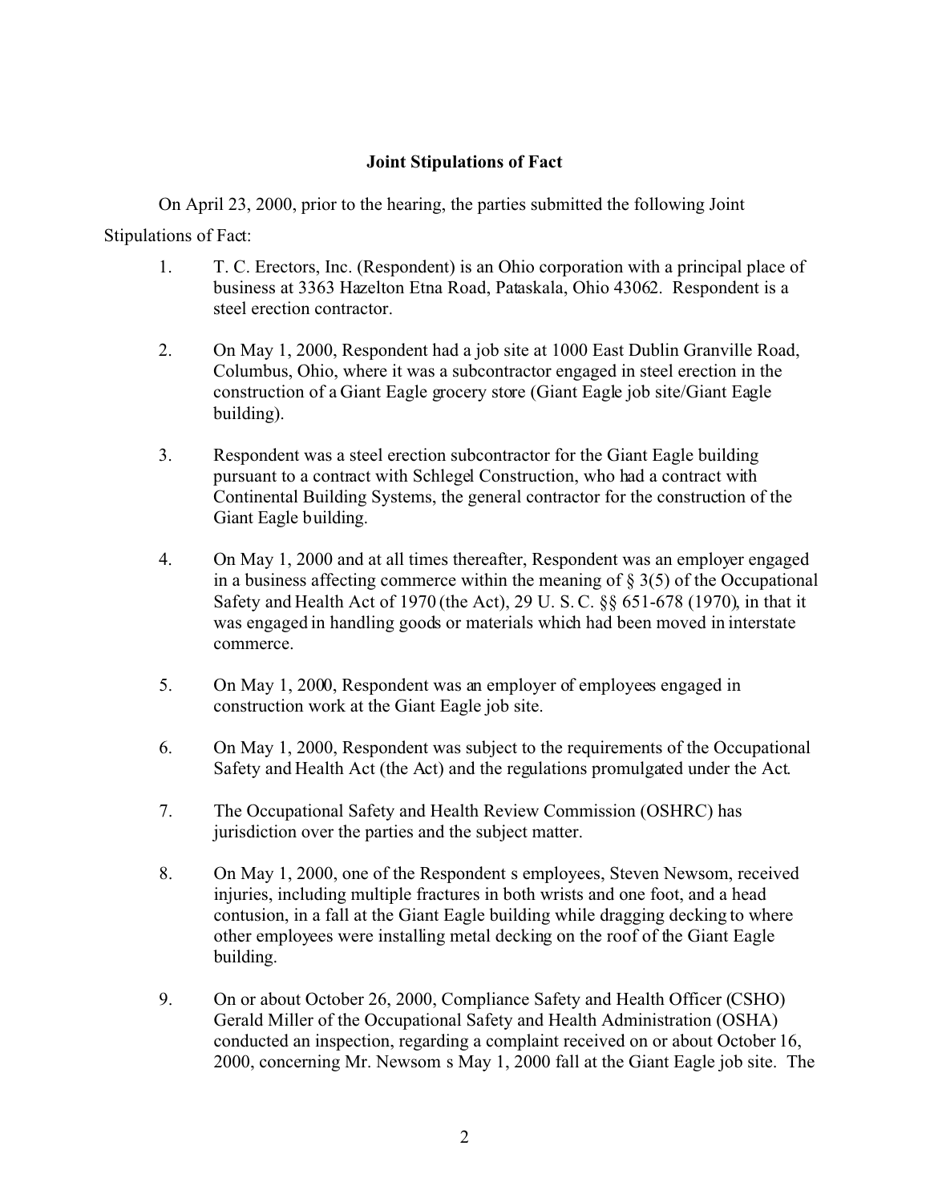### Joint Stipulations of Fact

On April 23, 2000, prior to the hearing, the parties submitted the following Joint Stipulations of Fact:

1. T. C. Erectors, Inc. (Respondent) is an Ohio corporation with a principal place of business at 3363 Hazelton Etna Road, Pataskala, Ohio 43062. Respondent is a steel erection contractor.

2. On May 1, 2000, Respondent had a job site at 1000 East Dublin Granville Road, Columbus, Ohio, where it was a subcontractor engaged in steel erection in the construction of a Giant Eagle grocery store (Giant Eagle job site/Giant Eagle building).

3. Respondent was a steel erection subcontractor for the Giant Eagle building pursuant to a contract with Schlegel Construction, who had a contract with Continental Building Systems, the general contractor for the construction of the Giant Eagle building.

4. On May 1, 2000 and at all times thereafter, Respondent was an employer engaged in a business affecting commerce within the meaning of § 3(5) of the Occupational Safety and Health Act of 1970 (the Act), 29 U. S. C. §§ 651-678 (1970), in that it was engaged in handling goods or materials which had been moved in interstate commerce.

5. On May 1, 2000, Respondent was an employer of employees engaged in construction work at the Giant Eagle job site.

6. On May 1, 2000, Respondent was subject to the requirements of the Occupational Safety and Health Act (the Act) and the regulations promulgated under the Act.

7. The Occupational Safety and Health Review Commission (OSHRC) has jurisdiction over the parties and the subject matter.

8. On May 1, 2000, one of the Respondent s employees, Steven Newsom, received injuries, including multiple fractures in both wrists and one foot, and a head contusion, in a fall at the Giant Eagle building while dragging decking to where other employees were installing metal decking on the roof of the Giant Eagle building.

9. On or about October 26, 2000, Compliance Safety and Health Officer (CSHO) Gerald Miller of the Occupational Safety and Health Administration (OSHA) conducted an inspection, regarding a complaint received on or about October 16, 2000, concerning Mr. Newsom s May 1, 2000 fall at the Giant Eagle job site. The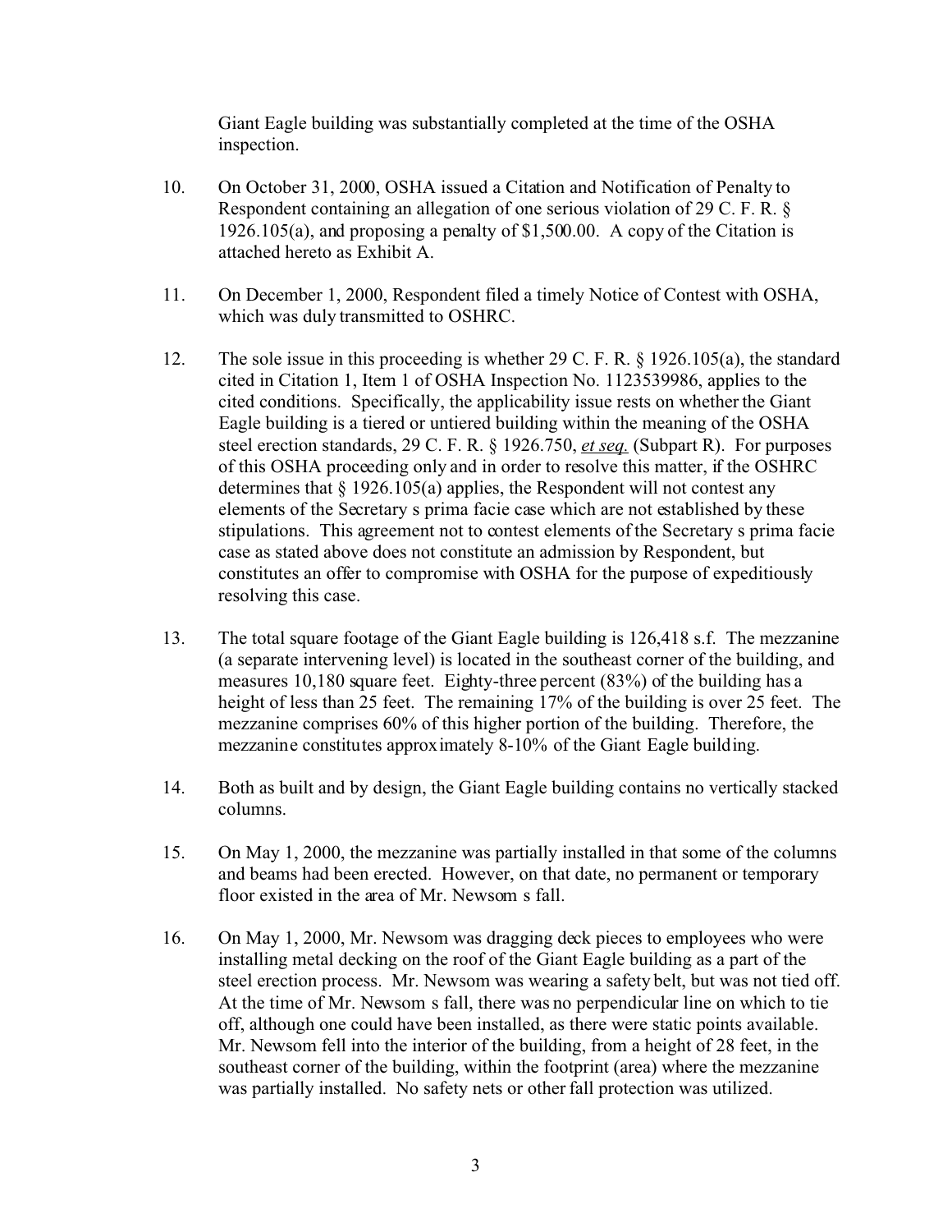Giant Eagle building was substantially completed at the time of the OSHA inspection.

10. On October 31, 2000, OSHA issued a Citation and Notification of Penalty to Respondent containing an allegation of one serious violation of 29 C. F. R. § 1926.105(a), and proposing a penalty of $1,500.00. A copy of the Citation is attached hereto as Exhibit A.

11. On December 1, 2000, Respondent filed a timely Notice of Contest with OSHA, which was duly transmitted to OSHRC.

12. The sole issue in this proceeding is whether 29 C. F. R. § 1926.105(a), the standard cited in Citation 1, Item 1 of OSHA Inspection No. 1123539986, applies to the cited conditions. Specifically, the applicability issue rests on whether the Giant Eagle building is a tiered or untiered building within the meaning of the OSHA steel erection standards, 29 C. F. R. § 1926.750, *et seq.* (Subpart R). For purposes of this OSHA proceeding only and in order to resolve this matter, if the OSHRC determines that § 1926.105(a) applies, the Respondent will not contest any elements of the Secretary s prima facie case which are not established by these stipulations. This agreement not to contest elements of the Secretary s prima facie case as stated above does not constitute an admission by Respondent, but constitutes an offer to compromise with OSHA for the purpose of expeditiously resolving this case.

13. The total square footage of the Giant Eagle building is 126,418 s.f. The mezzanine (a separate intervening level) is located in the southeast corner of the building, and measures 10,180 square feet. Eighty-three percent (83%) of the building has a height of less than 25 feet. The remaining 17% of the building is over 25 feet. The mezzanine comprises 60% of this higher portion of the building. Therefore, the mezzanine constitutes approximately 8-10% of the Giant Eagle building.

14. Both as built and by design, the Giant Eagle building contains no vertically stacked columns.

15. On May 1, 2000, the mezzanine was partially installed in that some of the columns and beams had been erected. However, on that date, no permanent or temporary floor existed in the area of Mr. Newsom s fall.

16. On May 1, 2000, Mr. Newsom was dragging deck pieces to employees who were installing metal decking on the roof of the Giant Eagle building as a part of the steel erection process. Mr. Newsom was wearing a safety belt, but was not tied off. At the time of Mr. Newsom s fall, there was no perpendicular line on which to tie off, although one could have been installed, as there were static points available. Mr. Newsom fell into the interior of the building, from a height of 28 feet, in the southeast corner of the building, within the footprint (area) where the mezzanine was partially installed. No safety nets or other fall protection was utilized.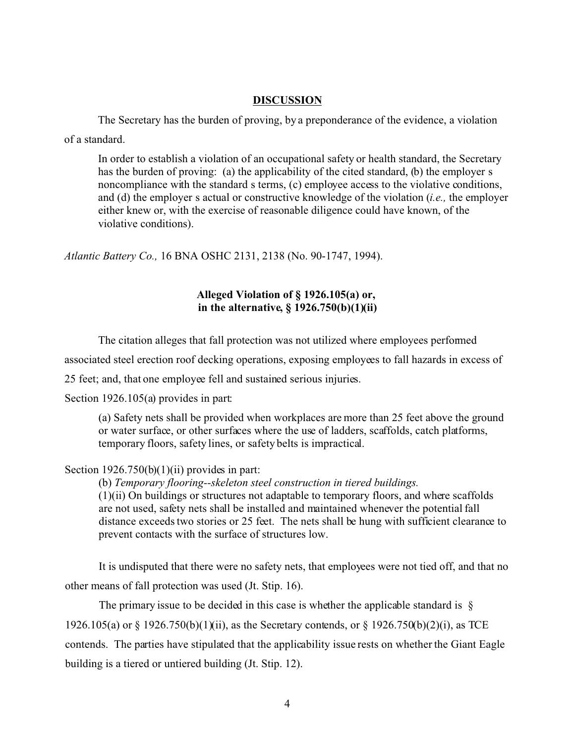## DISCUSSION

The Secretary has the burden of proving, by a preponderance of the evidence, a violation of a standard.

> In order to establish a violation of an occupational safety or health standard, the Secretary has the burden of proving: (a) the applicability of the cited standard, (b) the employer s noncompliance with the standard s terms, (c) employee access to the violative conditions, and (d) the employer s actual or constructive knowledge of the violation (*i.e.,* the employer either knew or, with the exercise of reasonable diligence could have known, of the violative conditions).

*Atlantic Battery Co.,* 16 BNA OSHC 2131, 2138 (No. 90-1747, 1994).

### Alleged Violation of § 1926.105(a) or, in the alternative, § 1926.750(b)(1)(ii)

The citation alleges that fall protection was not utilized where employees performed associated steel erection roof decking operations, exposing employees to fall hazards in excess of 25 feet; and, that one employee fell and sustained serious injuries.

Section 1926.105(a) provides in part:

> (a) Safety nets shall be provided when workplaces are more than 25 feet above the ground or water surface, or other surfaces where the use of ladders, scaffolds, catch platforms, temporary floors, safety lines, or safety belts is impractical.

Section 1926.750(b)(1)(ii) provides in part:

> (b) *Temporary flooring--skeleton steel construction in tiered buildings.*
> (1)(ii) On buildings or structures not adaptable to temporary floors, and where scaffolds are not used, safety nets shall be installed and maintained whenever the potential fall distance exceeds two stories or 25 feet. The nets shall be hung with sufficient clearance to prevent contacts with the surface of structures low.

It is undisputed that there were no safety nets, that employees were not tied off, and that no other means of fall protection was used (Jt. Stip. 16).

The primary issue to be decided in this case is whether the applicable standard is § 1926.105(a) or § 1926.750(b)(1)(ii), as the Secretary contends, or § 1926.750(b)(2)(i), as TCE contends. The parties have stipulated that the applicability issue rests on whether the Giant Eagle building is a tiered or untiered building (Jt. Stip. 12).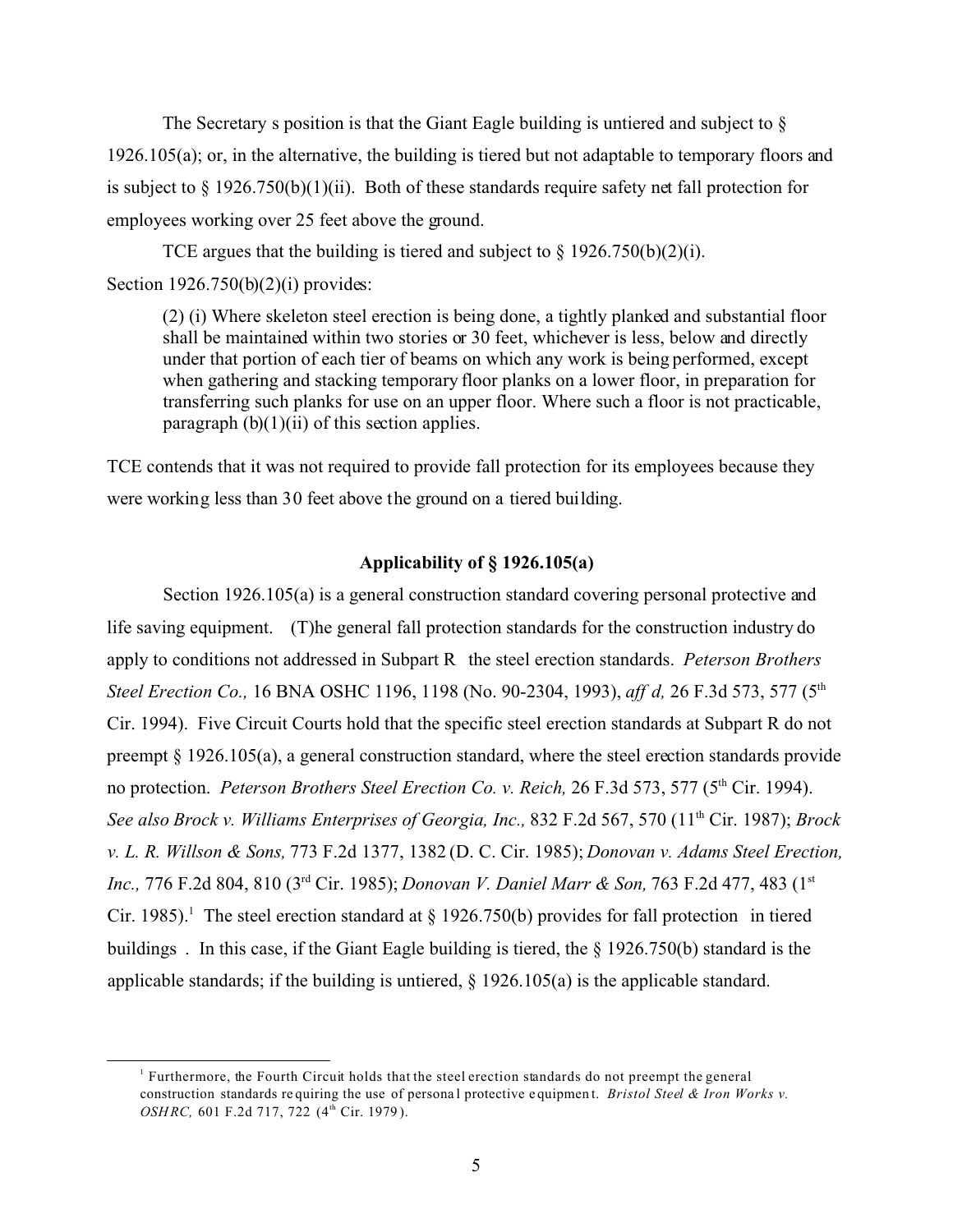The Secretary s position is that the Giant Eagle building is untiered and subject to § 1926.105(a); or, in the alternative, the building is tiered but not adaptable to temporary floors and is subject to § 1926.750(b)(1)(ii). Both of these standards require safety net fall protection for employees working over 25 feet above the ground.

TCE argues that the building is tiered and subject to § 1926.750(b)(2)(i).

Section 1926.750(b)(2)(i) provides:

> (2) (i) Where skeleton steel erection is being done, a tightly planked and substantial floor shall be maintained within two stories or 30 feet, whichever is less, below and directly under that portion of each tier of beams on which any work is being performed, except when gathering and stacking temporary floor planks on a lower floor, in preparation for transferring such planks for use on an upper floor. Where such a floor is not practicable, paragraph (b)(1)(ii) of this section applies.

TCE contends that it was not required to provide fall protection for its employees because they were working less than 30 feet above the ground on a tiered building.

### Applicability of § 1926.105(a)

Section 1926.105(a) is a general construction standard covering personal protective and life saving equipment. (T)he general fall protection standards for the construction industry do apply to conditions not addressed in Subpart R the steel erection standards. *Peterson Brothers Steel Erection Co.,* 16 BNA OSHC 1196, 1198 (No. 90-2304, 1993), *aff d,* 26 F.3d 573, 577 (5th Cir. 1994). Five Circuit Courts hold that the specific steel erection standards at Subpart R do not preempt § 1926.105(a), a general construction standard, where the steel erection standards provide no protection. *Peterson Brothers Steel Erection Co. v. Reich,* 26 F.3d 573, 577 (5th Cir. 1994). *See also Brock v. Williams Enterprises of Georgia, Inc.,* 832 F.2d 567, 570 (11th Cir. 1987); *Brock v. L. R. Willson & Sons,* 773 F.2d 1377, 1382 (D. C. Cir. 1985); *Donovan v. Adams Steel Erection, Inc.,* 776 F.2d 804, 810 (3rd Cir. 1985); *Donovan V. Daniel Marr & Son,* 763 F.2d 477, 483 (1st Cir. 1985).[1] The steel erection standard at § 1926.750(b) provides for fall protection in tiered buildings . In this case, if the Giant Eagle building is tiered, the § 1926.750(b) standard is the applicable standards; if the building is untiered, § 1926.105(a) is the applicable standard.

---

[1] Furthermore, the Fourth Circuit holds that the steel erection standards do not preempt the general construction standards requiring the use of personal protective equipment. *Bristol Steel & Iron Works v. OSHRC,* 601 F.2d 717, 722 (4th Cir. 1979).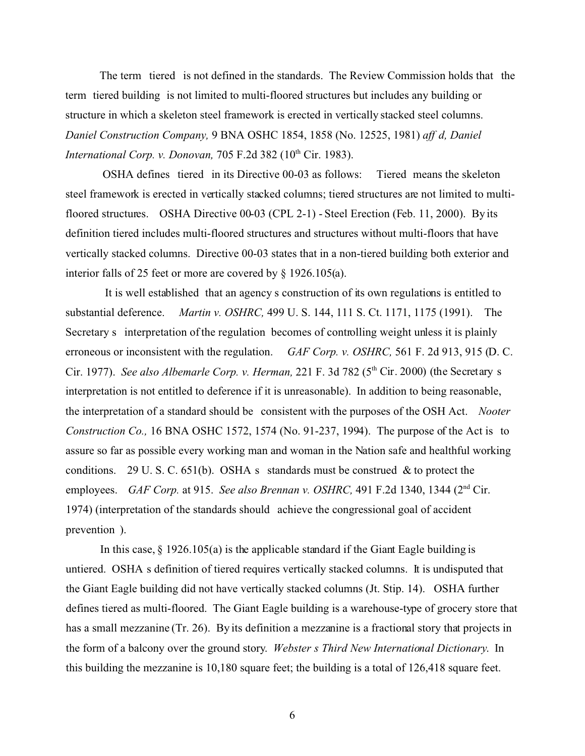The term tiered is not defined in the standards. The Review Commission holds that the term tiered building is not limited to multi-floored structures but includes any building or structure in which a skeleton steel framework is erected in vertically stacked steel columns. *Daniel Construction Company,* 9 BNA OSHC 1854, 1858 (No. 12525, 1981) *aff d, Daniel International Corp. v. Donovan,* 705 F.2d 382 (10th Cir. 1983).

OSHA defines tiered in its Directive 00-03 as follows: Tiered means the skeleton steel framework is erected in vertically stacked columns; tiered structures are not limited to multi-floored structures. OSHA Directive 00-03 (CPL 2-1) - Steel Erection (Feb. 11, 2000). By its definition tiered includes multi-floored structures and structures without multi-floors that have vertically stacked columns. Directive 00-03 states that in a non-tiered building both exterior and interior falls of 25 feet or more are covered by § 1926.105(a).

It is well established that an agency s construction of its own regulations is entitled to substantial deference. *Martin v. OSHRC,* 499 U. S. 144, 111 S. Ct. 1171, 1175 (1991). The Secretary s interpretation of the regulation becomes of controlling weight unless it is plainly erroneous or inconsistent with the regulation. *GAF Corp. v. OSHRC,* 561 F. 2d 913, 915 (D. C. Cir. 1977). *See also Albemarle Corp. v. Herman,* 221 F. 3d 782 (5th Cir. 2000) (the Secretary s interpretation is not entitled to deference if it is unreasonable). In addition to being reasonable, the interpretation of a standard should be consistent with the purposes of the OSH Act. *Nooter Construction Co.,* 16 BNA OSHC 1572, 1574 (No. 91-237, 1994). The purpose of the Act is to assure so far as possible every working man and woman in the Nation safe and healthful working conditions. 29 U. S. C. 651(b). OSHA s standards must be construed & to protect the employees. *GAF Corp.* at 915. *See also Brennan v. OSHRC,* 491 F.2d 1340, 1344 (2nd Cir. 1974) (interpretation of the standards should achieve the congressional goal of accident prevention ).

In this case, § 1926.105(a) is the applicable standard if the Giant Eagle building is untiered. OSHA s definition of tiered requires vertically stacked columns. It is undisputed that the Giant Eagle building did not have vertically stacked columns (Jt. Stip. 14). OSHA further defines tiered as multi-floored. The Giant Eagle building is a warehouse-type of grocery store that has a small mezzanine (Tr. 26). By its definition a mezzanine is a fractional story that projects in the form of a balcony over the ground story. *Webster s Third New International Dictionary.* In this building the mezzanine is 10,180 square feet; the building is a total of 126,418 square feet.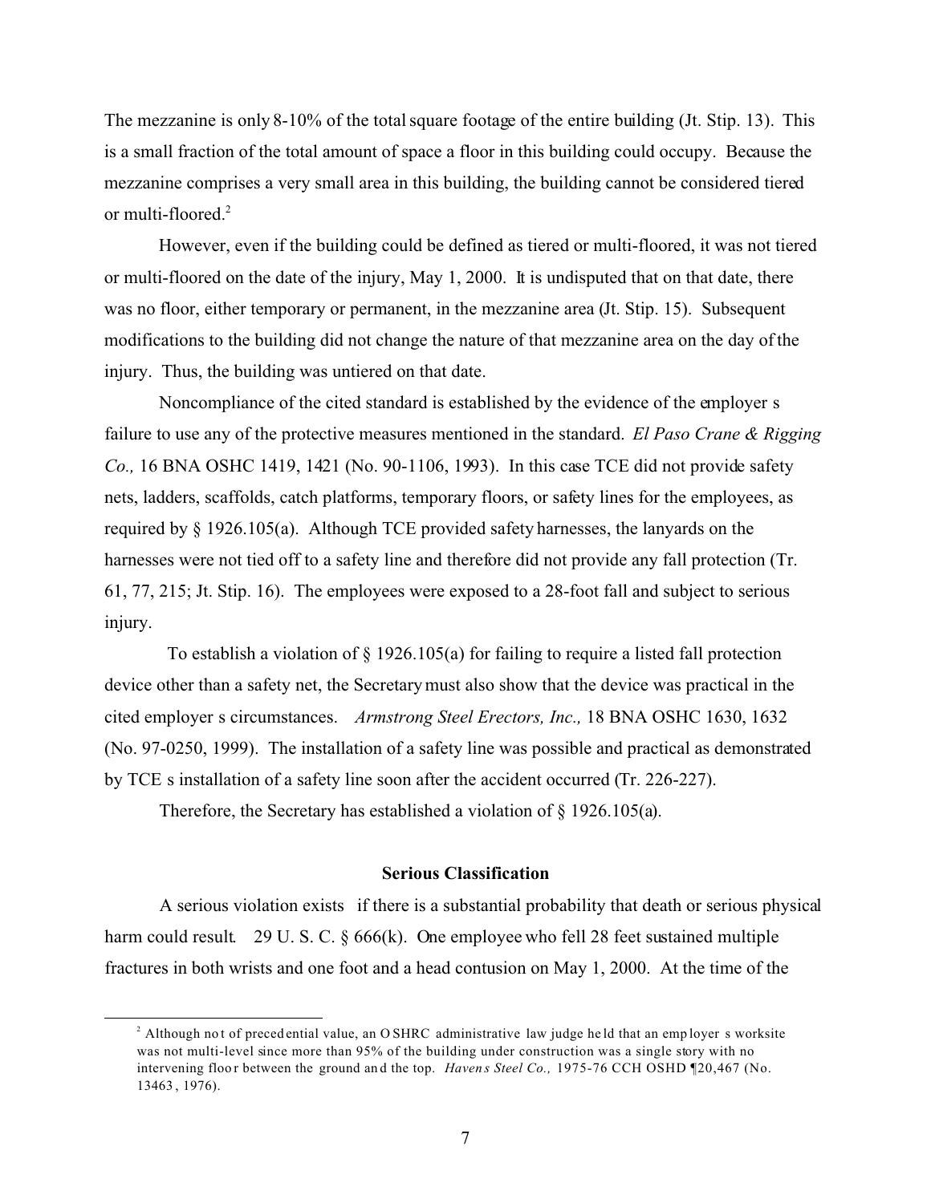The mezzanine is only 8-10% of the total square footage of the entire building (Jt. Stip. 13). This is a small fraction of the total amount of space a floor in this building could occupy. Because the mezzanine comprises a very small area in this building, the building cannot be considered tiered or multi-floored.[2]

However, even if the building could be defined as tiered or multi-floored, it was not tiered or multi-floored on the date of the injury, May 1, 2000. It is undisputed that on that date, there was no floor, either temporary or permanent, in the mezzanine area (Jt. Stip. 15). Subsequent modifications to the building did not change the nature of that mezzanine area on the day of the injury. Thus, the building was untiered on that date.

Noncompliance of the cited standard is established by the evidence of the employer s failure to use any of the protective measures mentioned in the standard. *El Paso Crane & Rigging Co.,* 16 BNA OSHC 1419, 1421 (No. 90-1106, 1993). In this case TCE did not provide safety nets, ladders, scaffolds, catch platforms, temporary floors, or safety lines for the employees, as required by § 1926.105(a). Although TCE provided safety harnesses, the lanyards on the harnesses were not tied off to a safety line and therefore did not provide any fall protection (Tr. 61, 77, 215; Jt. Stip. 16). The employees were exposed to a 28-foot fall and subject to serious injury.

To establish a violation of § 1926.105(a) for failing to require a listed fall protection device other than a safety net, the Secretary must also show that the device was practical in the cited employer s circumstances. *Armstrong Steel Erectors, Inc.,* 18 BNA OSHC 1630, 1632 (No. 97-0250, 1999). The installation of a safety line was possible and practical as demonstrated by TCE s installation of a safety line soon after the accident occurred (Tr. 226-227).

Therefore, the Secretary has established a violation of § 1926.105(a).

**Serious Classification**

A serious violation exists if there is a substantial probability that death or serious physical harm could result. 29 U. S. C. § 666(k). One employee who fell 28 feet sustained multiple fractures in both wrists and one foot and a head contusion on May 1, 2000. At the time of the

---

[2] Although not of precedential value, an OSHRC administrative law judge held that an employer s worksite was not multi-level since more than 95% of the building under construction was a single story with no intervening floor between the ground and the top. *Havens Steel Co.,* 1975-76 CCH OSHD ¶20,467 (No. 13463, 1976).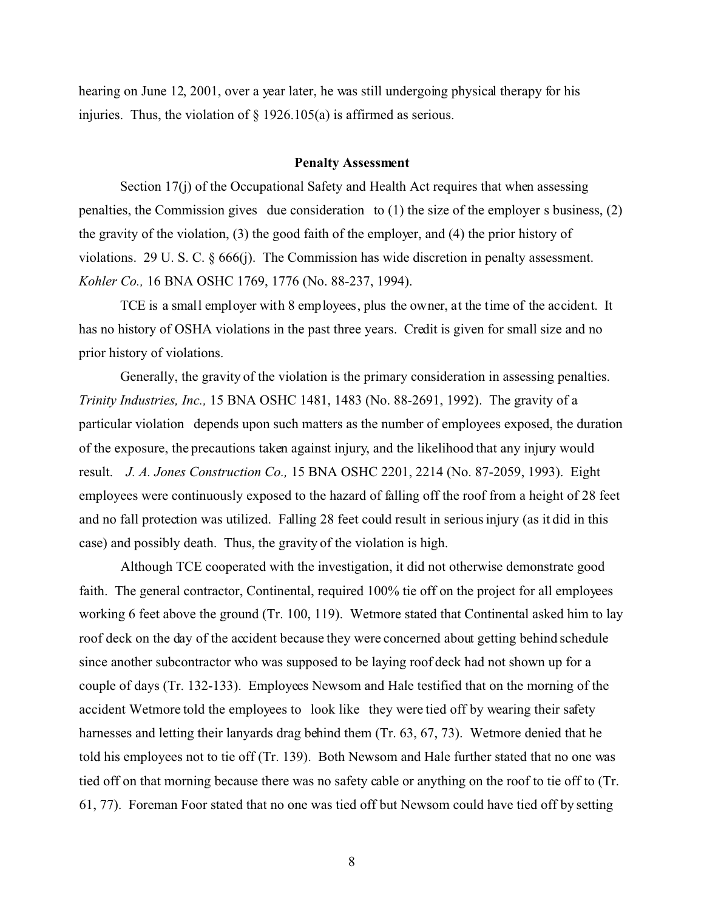hearing on June 12, 2001, over a year later, he was still undergoing physical therapy for his injuries. Thus, the violation of § 1926.105(a) is affirmed as serious.

**Penalty Assessment**

Section 17(j) of the Occupational Safety and Health Act requires that when assessing penalties, the Commission gives due consideration to (1) the size of the employer s business, (2) the gravity of the violation, (3) the good faith of the employer, and (4) the prior history of violations. 29 U. S. C. § 666(j). The Commission has wide discretion in penalty assessment. *Kohler Co.,* 16 BNA OSHC 1769, 1776 (No. 88-237, 1994).

TCE is a small employer with 8 employees, plus the owner, at the time of the accident. It has no history of OSHA violations in the past three years. Credit is given for small size and no prior history of violations.

Generally, the gravity of the violation is the primary consideration in assessing penalties. *Trinity Industries, Inc.,* 15 BNA OSHC 1481, 1483 (No. 88-2691, 1992). The gravity of a particular violation depends upon such matters as the number of employees exposed, the duration of the exposure, the precautions taken against injury, and the likelihood that any injury would result. *J. A. Jones Construction Co.,* 15 BNA OSHC 2201, 2214 (No. 87-2059, 1993). Eight employees were continuously exposed to the hazard of falling off the roof from a height of 28 feet and no fall protection was utilized. Falling 28 feet could result in serious injury (as it did in this case) and possibly death. Thus, the gravity of the violation is high.

Although TCE cooperated with the investigation, it did not otherwise demonstrate good faith. The general contractor, Continental, required 100% tie off on the project for all employees working 6 feet above the ground (Tr. 100, 119). Wetmore stated that Continental asked him to lay roof deck on the day of the accident because they were concerned about getting behind schedule since another subcontractor who was supposed to be laying roof deck had not shown up for a couple of days (Tr. 132-133). Employees Newsom and Hale testified that on the morning of the accident Wetmore told the employees to look like they were tied off by wearing their safety harnesses and letting their lanyards drag behind them (Tr. 63, 67, 73). Wetmore denied that he told his employees not to tie off (Tr. 139). Both Newsom and Hale further stated that no one was tied off on that morning because there was no safety cable or anything on the roof to tie off to (Tr. 61, 77). Foreman Foor stated that no one was tied off but Newsom could have tied off by setting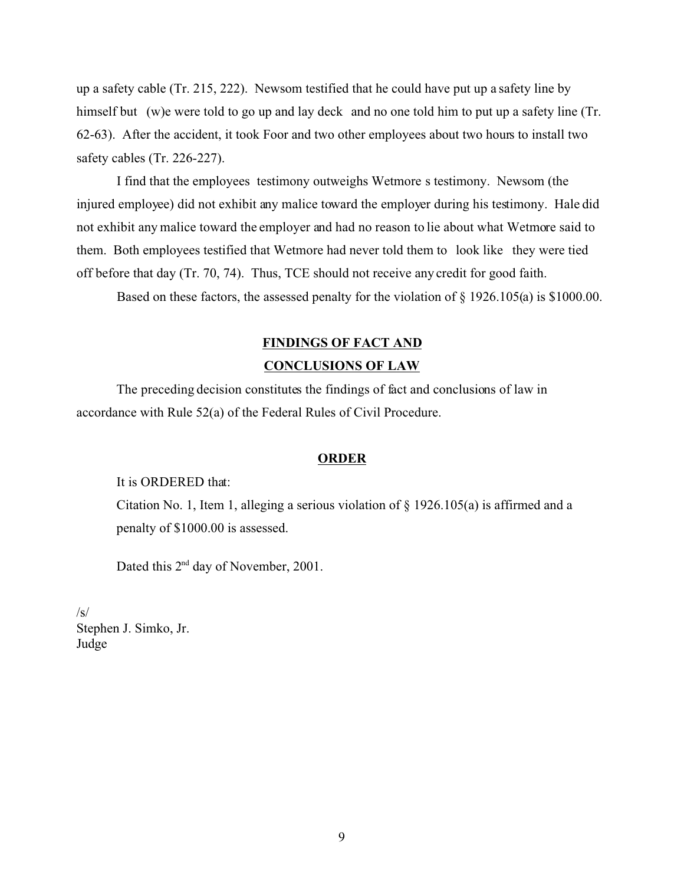up a safety cable (Tr. 215, 222). Newsom testified that he could have put up a safety line by himself but (w)e were told to go up and lay deck and no one told him to put up a safety line (Tr. 62-63). After the accident, it took Foor and two other employees about two hours to install two safety cables (Tr. 226-227).

I find that the employees testimony outweighs Wetmore s testimony. Newsom (the injured employee) did not exhibit any malice toward the employer during his testimony. Hale did not exhibit any malice toward the employer and had no reason to lie about what Wetmore said to them. Both employees testified that Wetmore had never told them to look like they were tied off before that day (Tr. 70, 74). Thus, TCE should not receive any credit for good faith.

Based on these factors, the assessed penalty for the violation of § 1926.105(a) is $1000.00.

## FINDINGS OF FACT AND CONCLUSIONS OF LAW

The preceding decision constitutes the findings of fact and conclusions of law in accordance with Rule 52(a) of the Federal Rules of Civil Procedure.

## ORDER

It is ORDERED that:

Citation No. 1, Item 1, alleging a serious violation of § 1926.105(a) is affirmed and a penalty of $1000.00 is assessed.

Dated this 2nd day of November, 2001.

/s/
Stephen J. Simko, Jr.
Judge